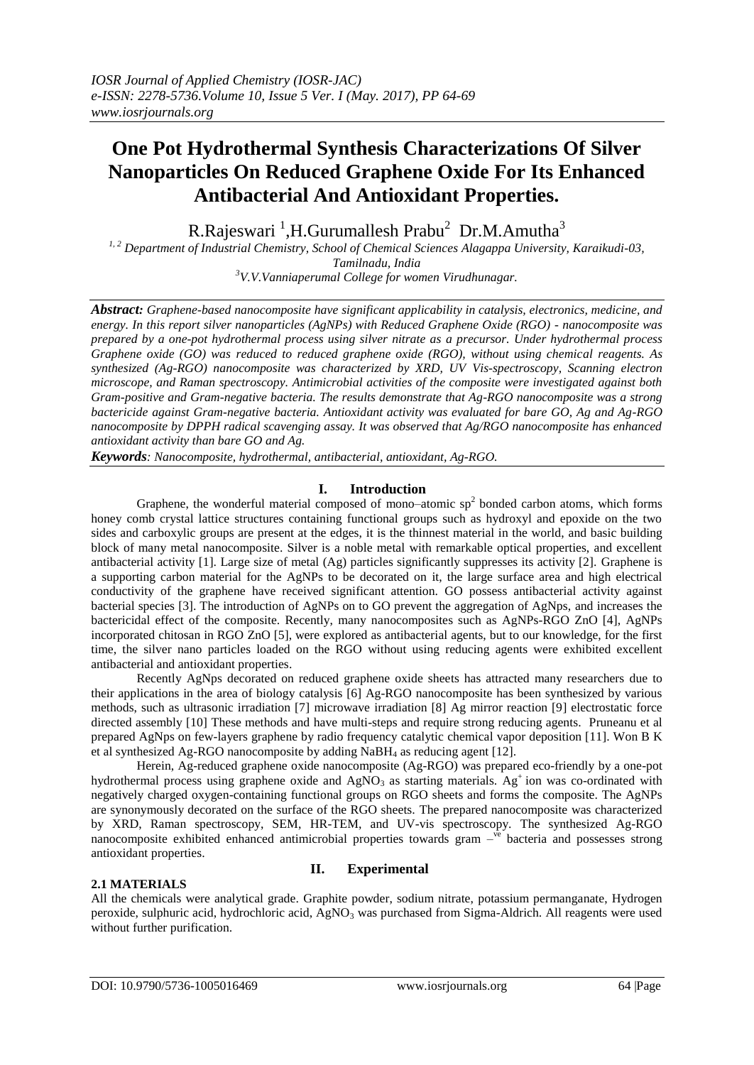# One Pot Hydrothermal Synthesis Characterizations Of Silver Nanoparticles On Reduced Graphene Oxide For Its Enhanced Antibacterial And Antioxidant Properties.

R.Rajeswari [1], H.Gurumallesh Prabu[2] Dr.M.Amutha[3]

[1, 2] *Department of Industrial Chemistry, School of Chemical Sciences Alagappa University, Karaikudi-03, Tamilnadu, India*

[3] *V.V.Vanniaperumal College for women Virudhunagar.*

***Abstract:*** *Graphene-based nanocomposite have significant applicability in catalysis, electronics, medicine, and energy. In this report silver nanoparticles (AgNPs) with Reduced Graphene Oxide (RGO) - nanocomposite was prepared by a one-pot hydrothermal process using silver nitrate as a precursor. Under hydrothermal process Graphene oxide (GO) was reduced to reduced graphene oxide (RGO), without using chemical reagents. As synthesized (Ag-RGO) nanocomposite was characterized by XRD, UV Vis-spectroscopy, Scanning electron microscope, and Raman spectroscopy. Antimicrobial activities of the composite were investigated against both Gram-positive and Gram-negative bacteria. The results demonstrate that Ag-RGO nanocomposite was a strong bactericide against Gram-negative bacteria. Antioxidant activity was evaluated for bare GO, Ag and Ag-RGO nanocomposite by DPPH radical scavenging assay. It was observed that Ag/RGO nanocomposite has enhanced antioxidant activity than bare GO and Ag.*

***Keywords****: Nanocomposite, hydrothermal, antibacterial, antioxidant, Ag-RGO.*

## I. Introduction

Graphene, the wonderful material composed of mono–atomic $sp^2$ bonded carbon atoms, which forms honey comb crystal lattice structures containing functional groups such as hydroxyl and epoxide on the two sides and carboxylic groups are present at the edges, it is the thinnest material in the world, and basic building block of many metal nanocomposite. Silver is a noble metal with remarkable optical properties, and excellent antibacterial activity [1]. Large size of metal (Ag) particles significantly suppresses its activity [2]. Graphene is a supporting carbon material for the AgNPs to be decorated on it, the large surface area and high electrical conductivity of the graphene have received significant attention. GO possess antibacterial activity against bacterial species [3]. The introduction of AgNPs on to GO prevent the aggregation of AgNps, and increases the bactericidal effect of the composite. Recently, many nanocomposites such as AgNPs-RGO ZnO [4], AgNPs incorporated chitosan in RGO ZnO [5], were explored as antibacterial agents, but to our knowledge, for the first time, the silver nano particles loaded on the RGO without using reducing agents were exhibited excellent antibacterial and antioxidant properties.

Recently AgNps decorated on reduced graphene oxide sheets has attracted many researchers due to their applications in the area of biology catalysis [6] Ag-RGO nanocomposite has been synthesized by various methods, such as ultrasonic irradiation [7] microwave irradiation [8] Ag mirror reaction [9] electrostatic force directed assembly [10] These methods and have multi-steps and require strong reducing agents. Pruneanu et al prepared AgNps on few-layers graphene by radio frequency catalytic chemical vapor deposition [11]. Won B K et al synthesized Ag-RGO nanocomposite by adding $NaBH_4$ as reducing agent [12].

Herein, Ag-reduced graphene oxide nanocomposite (Ag-RGO) was prepared eco-friendly by a one-pot hydrothermal process using graphene oxide and $AgNO_3$ as starting materials. $Ag^+$ ion was co-ordinated with negatively charged oxygen-containing functional groups on RGO sheets and forms the composite. The AgNPs are synonymously decorated on the surface of the RGO sheets. The prepared nanocomposite was characterized by XRD, Raman spectroscopy, SEM, HR-TEM, and UV-vis spectroscopy. The synthesized Ag-RGO nanocomposite exhibited enhanced antimicrobial properties towards gram $-^{ve}$ bacteria and possesses strong antioxidant properties.

## II. Experimental

### 2.1 MATERIALS

All the chemicals were analytical grade. Graphite powder, sodium nitrate, potassium permanganate, Hydrogen peroxide, sulphuric acid, hydrochloric acid, $AgNO_3$ was purchased from Sigma-Aldrich. All reagents were used without further purification.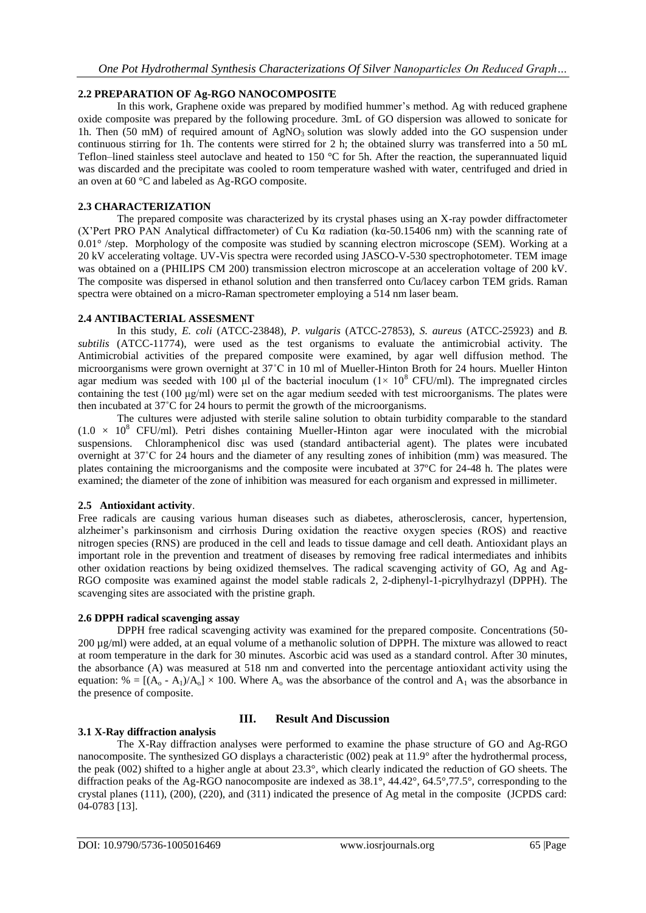### 2.2 PREPARATION OF Ag-RGO NANOCOMPOSITE

In this work, Graphene oxide was prepared by modified hummer's method. Ag with reduced graphene oxide composite was prepared by the following procedure. 3mL of GO dispersion was allowed to sonicate for 1h. Then (50 mM) of required amount of $AgNO_3$ solution was slowly added into the GO suspension under continuous stirring for 1h. The contents were stirred for 2 h; the obtained slurry was transferred into a 50 mL Teflon–lined stainless steel autoclave and heated to 150 °C for 5h. After the reaction, the superannuated liquid was discarded and the precipitate was cooled to room temperature washed with water, centrifuged and dried in an oven at 60 °C and labeled as Ag-RGO composite.

### 2.3 CHARACTERIZATION

The prepared composite was characterized by its crystal phases using an X-ray powder diffractometer (X'Pert PRO PAN Analytical diffractometer) of Cu Kα radiation (kα-50.15406 nm) with the scanning rate of 0.01° /step. Morphology of the composite was studied by scanning electron microscope (SEM). Working at a 20 kV accelerating voltage. UV-Vis spectra were recorded using JASCO-V-530 spectrophotometer. TEM image was obtained on a (PHILIPS CM 200) transmission electron microscope at an acceleration voltage of 200 kV. The composite was dispersed in ethanol solution and then transferred onto Cu/lacey carbon TEM grids. Raman spectra were obtained on a micro-Raman spectrometer employing a 514 nm laser beam.

### 2.4 ANTIBACTERIAL ASSESMENT

In this study, *E. coli* (ATCC-23848), *P. vulgaris* (ATCC-27853), *S. aureus* (ATCC-25923) and *B. subtilis* (ATCC-11774), were used as the test organisms to evaluate the antimicrobial activity. The Antimicrobial activities of the prepared composite were examined, by agar well diffusion method. The microorganisms were grown overnight at 37˚C in 10 ml of Mueller-Hinton Broth for 24 hours. Mueller Hinton agar medium was seeded with 100 µl of the bacterial inoculum ($1\times 10^8$ CFU/ml). The impregnated circles containing the test (100 µg/ml) were set on the agar medium seeded with test microorganisms. The plates were then incubated at 37˚C for 24 hours to permit the growth of the microorganisms.

The cultures were adjusted with sterile saline solution to obtain turbidity comparable to the standard ($1.0 \times 10^8$ CFU/ml). Petri dishes containing Mueller-Hinton agar were inoculated with the microbial suspensions. Chloramphenicol disc was used (standard antibacterial agent). The plates were incubated overnight at 37˚C for 24 hours and the diameter of any resulting zones of inhibition (mm) was measured. The plates containing the microorganisms and the composite were incubated at 37ºC for 24-48 h. The plates were examined; the diameter of the zone of inhibition was measured for each organism and expressed in millimeter.

### 2.5 Antioxidant activity.

Free radicals are causing various human diseases such as diabetes, atherosclerosis, cancer, hypertension, alzheimer's parkinsonism and cirrhosis During oxidation the reactive oxygen species (ROS) and reactive nitrogen species (RNS) are produced in the cell and leads to tissue damage and cell death. Antioxidant plays an important role in the prevention and treatment of diseases by removing free radical intermediates and inhibits other oxidation reactions by being oxidized themselves. The radical scavenging activity of GO, Ag and Ag-RGO composite was examined against the model stable radicals 2, 2-diphenyl-1-picrylhydrazyl (DPPH). The scavenging sites are associated with the pristine graph.

### 2.6 DPPH radical scavenging assay

DPPH free radical scavenging activity was examined for the prepared composite. Concentrations (50-200 µg/ml) were added, at an equal volume of a methanolic solution of DPPH. The mixture was allowed to react at room temperature in the dark for 30 minutes. Ascorbic acid was used as a standard control. After 30 minutes, the absorbance (A) was measured at 518 nm and converted into the percentage antioxidant activity using the equation: $\% = [(A_o - A_1)/A_o] \times 100$. Where $A_o$ was the absorbance of the control and $A_1$ was the absorbance in the presence of composite.

## III. Result And Discussion

### 3.1 X-Ray diffraction analysis

The X-Ray diffraction analyses were performed to examine the phase structure of GO and Ag-RGO nanocomposite. The synthesized GO displays a characteristic (002) peak at 11.9° after the hydrothermal process, the peak (002) shifted to a higher angle at about 23.3°, which clearly indicated the reduction of GO sheets. The diffraction peaks of the Ag-RGO nanocomposite are indexed as 38.1°, 44.42°, 64.5°,77.5°, corresponding to the crystal planes (111), (200), (220), and (311) indicated the presence of Ag metal in the composite (JCPDS card: 04-0783 [13].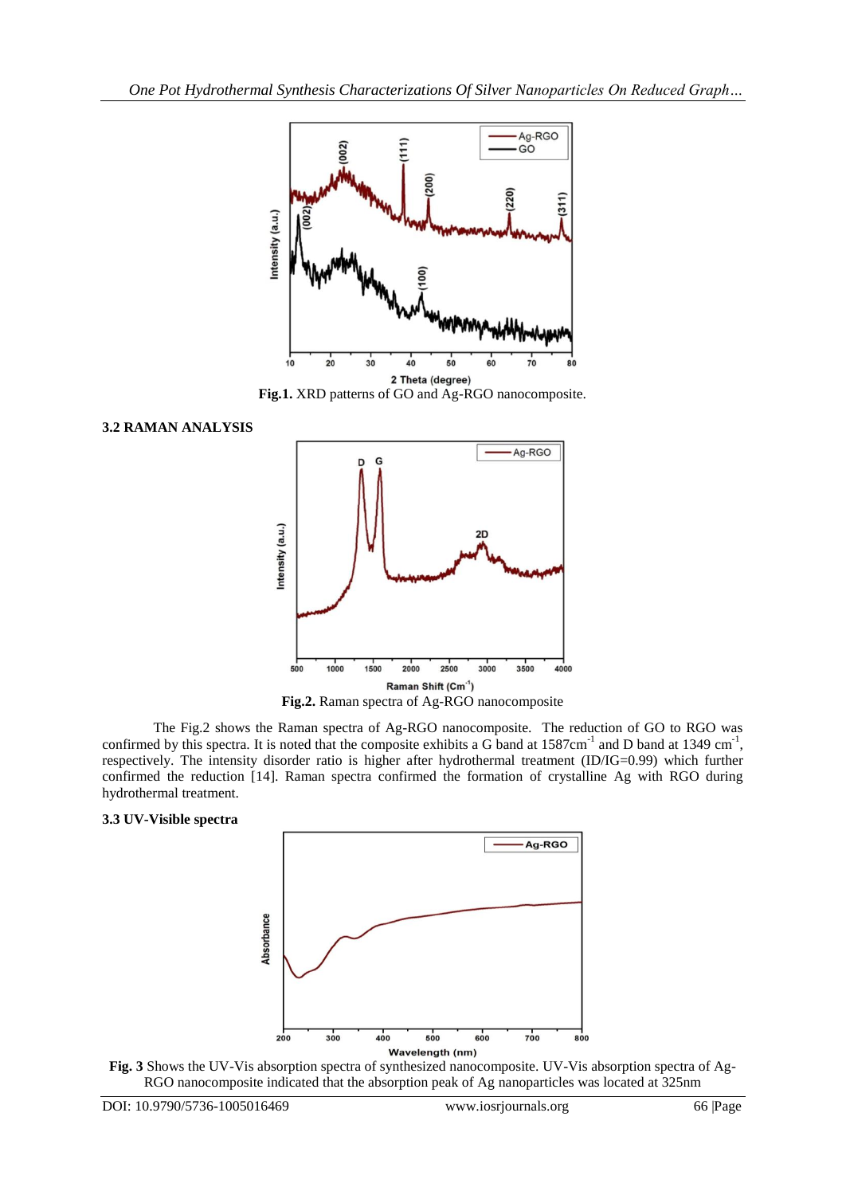Fig.1. XRD patterns of GO and Ag-RGO nanocomposite.

### 3.2 RAMAN ANALYSIS

Fig.2. Raman spectra of Ag-RGO nanocomposite

The Fig.2 shows the Raman spectra of Ag-RGO nanocomposite. The reduction of GO to RGO was confirmed by this spectra. It is noted that the composite exhibits a G band at 1587cm$^{-1}$ and D band at 1349 cm$^{-1}$, respectively. The intensity disorder ratio is higher after hydrothermal treatment (ID/IG=0.99) which further confirmed the reduction [14]. Raman spectra confirmed the formation of crystalline Ag with RGO during hydrothermal treatment.

### 3.3 UV-Visible spectra

**Fig. 3** Shows the UV-Vis absorption spectra of synthesized nanocomposite. UV-Vis absorption spectra of Ag-RGO nanocomposite indicated that the absorption peak of Ag nanoparticles was located at 325nm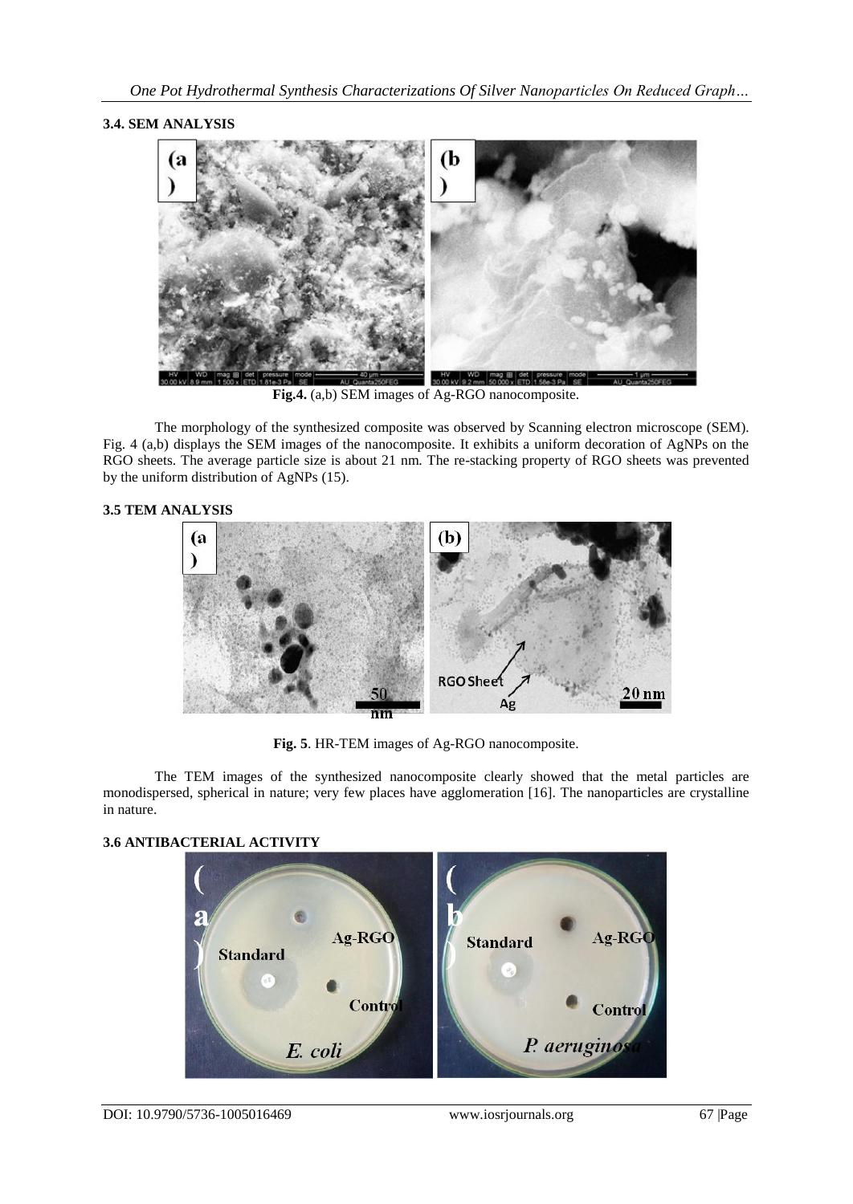### 3.4. SEM ANALYSIS

**Fig.4.** (a,b) SEM images of Ag-RGO nanocomposite.

The morphology of the synthesized composite was observed by Scanning electron microscope (SEM). Fig. 4 (a,b) displays the SEM images of the nanocomposite. It exhibits a uniform decoration of AgNPs on the RGO sheets. The average particle size is about 21 nm. The re-stacking property of RGO sheets was prevented by the uniform distribution of AgNPs (15).

### 3.5 TEM ANALYSIS

**Fig. 5**. HR-TEM images of Ag-RGO nanocomposite.

The TEM images of the synthesized nanocomposite clearly showed that the metal particles are monodispersed, spherical in nature; very few places have agglomeration [16]. The nanoparticles are crystalline in nature.

### 3.6 ANTIBACTERIAL ACTIVITY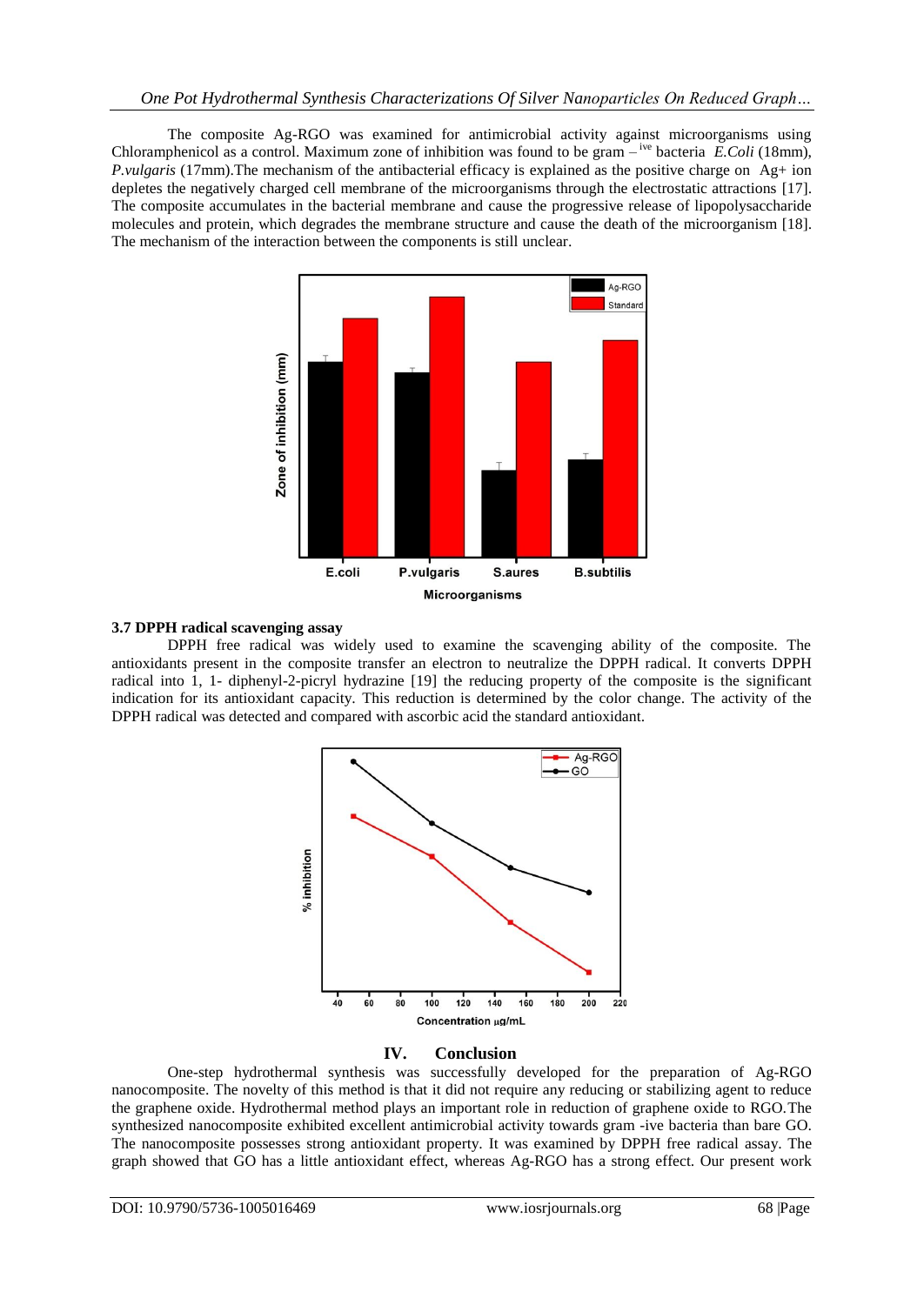The composite Ag-RGO was examined for antimicrobial activity against microorganisms using Chloramphenicol as a control. Maximum zone of inhibition was found to be gram –[ive] bacteria *E.Coli* (18mm), *P.vulgaris* (17mm).The mechanism of the antibacterial efficacy is explained as the positive charge on $Ag^{+}$ ion depletes the negatively charged cell membrane of the microorganisms through the electrostatic attractions [17]. The composite accumulates in the bacterial membrane and cause the progressive release of lipopolysaccharide molecules and protein, which degrades the membrane structure and cause the death of the microorganism [18]. The mechanism of the interaction between the components is still unclear.

### 3.7 DPPH radical scavenging assay

DPPH free radical was widely used to examine the scavenging ability of the composite. The antioxidants present in the composite transfer an electron to neutralize the DPPH radical. It converts DPPH radical into 1, 1- diphenyl-2-picryl hydrazine [19] the reducing property of the composite is the significant indication for its antioxidant capacity. This reduction is determined by the color change. The activity of the DPPH radical was detected and compared with ascorbic acid the standard antioxidant.

## IV. Conclusion

One-step hydrothermal synthesis was successfully developed for the preparation of Ag-RGO nanocomposite. The novelty of this method is that it did not require any reducing or stabilizing agent to reduce the graphene oxide. Hydrothermal method plays an important role in reduction of graphene oxide to RGO.The synthesized nanocomposite exhibited excellent antimicrobial activity towards gram -ive bacteria than bare GO. The nanocomposite possesses strong antioxidant property. It was examined by DPPH free radical assay. The graph showed that GO has a little antioxidant effect, whereas Ag-RGO has a strong effect. Our present work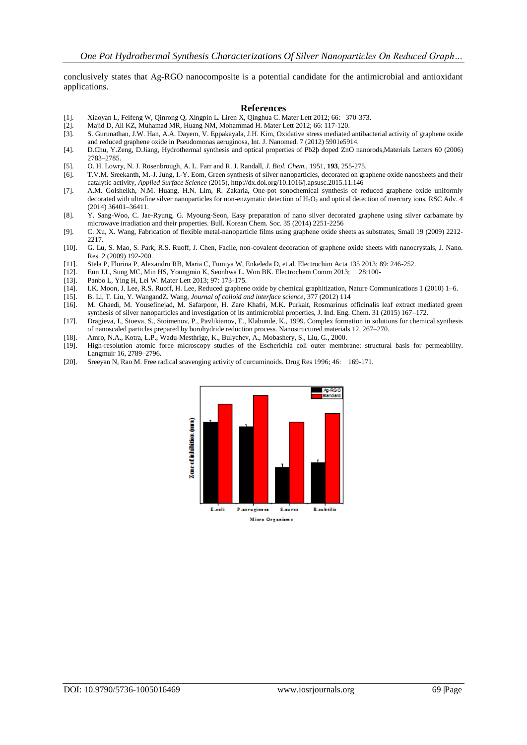conclusively states that Ag-RGO nanocomposite is a potential candidate for the antimicrobial and antioxidant applications.

## References

[1]. Xiaoyan L, Feifeng W, Qinrong Q, Xingpin L. Liren X, Qinghua C. Mater Lett 2012; 66: 370-373.

[2]. Majid D, Ali KZ, Muhamad MR, Huang NM, Mohammad H. Mater Lett 2012; 66: 117-120.

[3]. S. Gurunathan, J.W. Han, A.A. Dayem, V. Eppakayala, J.H. Kim, Oxidative stress mediated antibacterial activity of graphene oxide and reduced graphene oxide in Pseudomonas aeruginosa, Int. J. Nanomed. 7 (2012) 5901e5914.

[4]. D.Chu, Y.Zeng, D.Jiang, Hydrothermal synthesis and optical properties of Pb2þ doped ZnO nanorods,Materials Letters 60 (2006) 2783–2785.

[5]. O. H. Lowry, N. J. Rosenbrough, A. L. Farr and R. J. Randall, *J. Biol. Chem.*, 1951, **193**, 255-275.

[6]. T.V.M. Sreekanth, M.-J. Jung, I.-Y. Eom, Green synthesis of silver nanoparticles, decorated on graphene oxide nanosheets and their catalytic activity, *Applied Surface Science* (2015), http://dx.doi.org/10.1016/j.apsusc.2015.11.146

[7]. A.M. Golsheikh, N.M. Huang, H.N. Lim, R. Zakaria, One-pot sonochemical synthesis of reduced graphene oxide uniformly decorated with ultrafine silver nanoparticles for non-enzymatic detection of $H_2O_2$ and optical detection of mercury ions, RSC Adv. 4 (2014) 36401–36411.

[8]. Y. Sang-Woo, C. Jae-Ryung, G. Myoung-Seon, Easy preparation of nano silver decorated graphene using silver carbamate by microwave irradiation and their properties. Bull. Korean Chem. Soc. 35 (2014) 2251-2256

[9]. C. Xu, X. Wang, Fabrication of flexible metal-nanoparticle films using graphene oxide sheets as substrates, Small 19 (2009) 2212-2217.

[10]. G. Lu, S. Mao, S. Park, R.S. Ruoff, J. Chen, Facile, non-covalent decoration of graphene oxide sheets with nanocrystals, J. Nano. Res. 2 (2009) 192-200.

[11]. Stela P, Florina P, Alexandru RB, Maria C, Fumiya W, Enkeleda D, et al. Electrochim Acta 135 2013; 89: 246-252.

[12]. Eun J.L, Sung MC, Min HS, Youngmin K, Seonhwa L. Won BK. Electrochem Comm 2013; 28:100-

[13]. Panbo L, Ying H, Lei W. Mater Lett 2013; 97: 173-175.

[14]. I.K. Moon, J. Lee, R.S. Ruoff, H. Lee, Reduced graphene oxide by chemical graphitization, Nature Communications 1 (2010) 1–6.

[15]. B. Li, T. Liu, Y. WangandZ. Wang, *Journal of colloid and interface science*, 377 (2012) 114

[16]. M. Ghaedi, M. Yousefinejad, M. Safarpoor, H. Zare Khafri, M.K. Purkait, Rosmarinus officinalis leaf extract mediated green synthesis of silver nanoparticles and investigation of its antimicrobial properties, J. Ind. Eng. Chem. 31 (2015) 167–172.

[17]. Dragieva, I., Stoeva, S., Stoimenov, P., Pavlikianov, E., Klabunde, K., 1999. Complex formation in solutions for chemical synthesis of nanoscaled particles prepared by borohydride reduction process. Nanostructured materials 12, 267–270.

[18]. Amro, N.A., Kotra, L.P., Wadu-Mesthrige, K., Bulychev, A., Mobashery, S., Liu, G., 2000.

[19]. High-resolution atomic force microscopy studies of the Escherichia coli outer membrane: structural basis for permeability. Langmuir 16, 2789–2796.

[20]. Sreeyan N, Rao M. Free radical scavenging activity of curcuminoids. Drug Res 1996; 46: 169-171.

Ag-RGO
Standard
Zone of inhibition (mm)
E.coli
P.aeruginosa
S.aures
B.subtilis
Micro Organisms